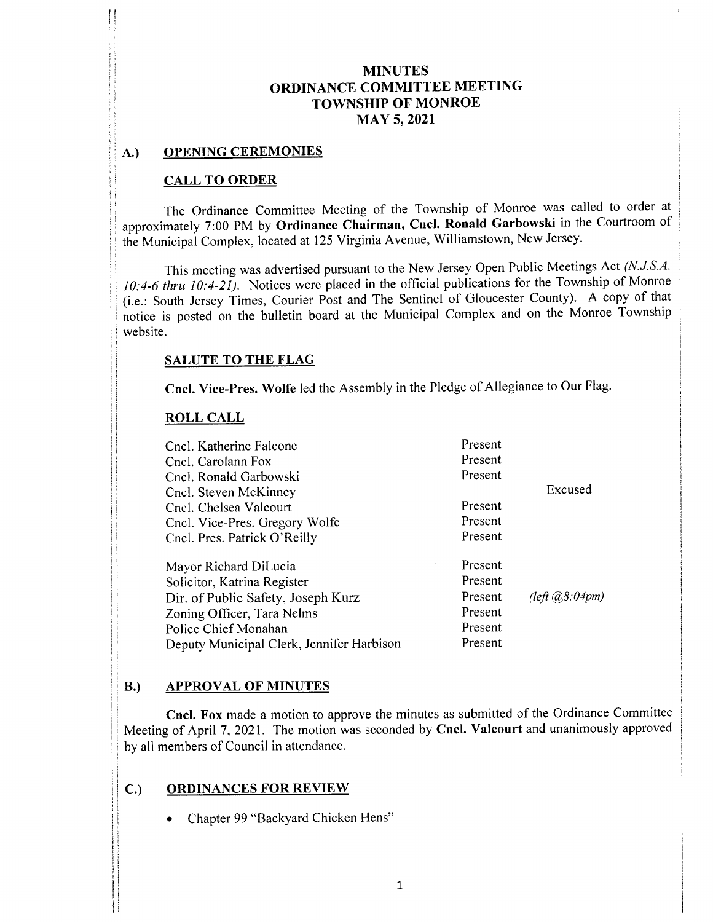# MINUTES
# ORDINANCE COMMITTEE MEETING
# TOWNSHIP OF MONROE
# MAY 5, 2021

## A.) OPENING CEREMONIES

### CALL TO ORDER

The Ordinance Committee Meeting of the Township of Monroe was called to order at approximately 7:00 PM by **Ordinance Chairman, Cncl. Ronald Garbowski** in the Courtroom of the Municipal Complex, located at 125 Virginia Avenue, Williamstown, New Jersey.

This meeting was advertised pursuant to the New Jersey Open Public Meetings Act *(N.J.S.A. 10:4-6 thru 10:4-21)*. Notices were placed in the official publications for the Township of Monroe (i.e.: South Jersey Times, Courier Post and The Sentinel of Gloucester County). A copy of that notice is posted on the bulletin board at the Municipal Complex and on the Monroe Township website.

### SALUTE TO THE FLAG

**Cncl. Vice-Pres. Wolfe** led the Assembly in the Pledge of Allegiance to Our Flag.

### ROLL CALL

| | | |
|---|---|---|
| Cncl. Katherine Falcone | Present | |
| Cncl. Carolann Fox | Present | |
| Cncl. Ronald Garbowski | Present | |
| Cncl. Steven McKinney | | Excused |
| Cncl. Chelsea Valcourt | Present | |
| Cncl. Vice-Pres. Gregory Wolfe | Present | |
| Cncl. Pres. Patrick O'Reilly | Present | |
| Mayor Richard DiLucia | Present | |
| Solicitor, Katrina Register | Present | |
| Dir. of Public Safety, Joseph Kurz | Present | *(left @8:04pm)* |
| Zoning Officer, Tara Nelms | Present | |
| Police Chief Monahan | Present | |
| Deputy Municipal Clerk, Jennifer Harbison | Present | |

## B.) APPROVAL OF MINUTES

**Cncl. Fox** made a motion to approve the minutes as submitted of the Ordinance Committee Meeting of April 7, 2021. The motion was seconded by **Cncl. Valcourt** and unanimously approved by all members of Council in attendance.

## C.) ORDINANCES FOR REVIEW

- Chapter 99 "Backyard Chicken Hens"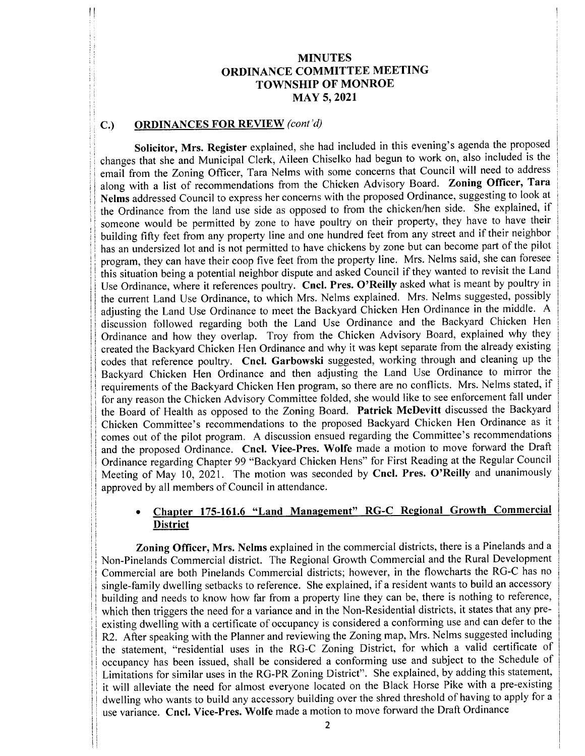# MINUTES
# ORDINANCE COMMITTEE MEETING
# TOWNSHIP OF MONROE
# MAY 5, 2021

## C.) ORDINANCES FOR REVIEW *(cont'd)*

**Solicitor, Mrs. Register** explained, she had included in this evening's agenda the proposed changes that she and Municipal Clerk, Aileen Chiselko had begun to work on, also included is the email from the Zoning Officer, Tara Nelms with some concerns that Council will need to address along with a list of recommendations from the Chicken Advisory Board. **Zoning Officer, Tara Nelms** addressed Council to express her concerns with the proposed Ordinance, suggesting to look at the Ordinance from the land use side as opposed to from the chicken/hen side. She explained, if someone would be permitted by zone to have poultry on their property, they have to have their building fifty feet from any property line and one hundred feet from any street and if their neighbor has an undersized lot and is not permitted to have chickens by zone but can become part of the pilot program, they can have their coop five feet from the property line. Mrs. Nelms said, she can foresee this situation being a potential neighbor dispute and asked Council if they wanted to revisit the Land Use Ordinance, where it references poultry. **Cncl. Pres. O'Reilly** asked what is meant by poultry in the current Land Use Ordinance, to which Mrs. Nelms explained. Mrs. Nelms suggested, possibly adjusting the Land Use Ordinance to meet the Backyard Chicken Hen Ordinance in the middle. A discussion followed regarding both the Land Use Ordinance and the Backyard Chicken Hen Ordinance and how they overlap. Troy from the Chicken Advisory Board, explained why they created the Backyard Chicken Hen Ordinance and why it was kept separate from the already existing codes that reference poultry. **Cncl. Garbowski** suggested, working through and cleaning up the Backyard Chicken Hen Ordinance and then adjusting the Land Use Ordinance to mirror the requirements of the Backyard Chicken Hen program, so there are no conflicts. Mrs. Nelms stated, if for any reason the Chicken Advisory Committee folded, she would like to see enforcement fall under the Board of Health as opposed to the Zoning Board. **Patrick McDevitt** discussed the Backyard Chicken Committee's recommendations to the proposed Backyard Chicken Hen Ordinance as it comes out of the pilot program. A discussion ensued regarding the Committee's recommendations and the proposed Ordinance. **Cncl. Vice-Pres. Wolfe** made a motion to move forward the Draft Ordinance regarding Chapter 99 "Backyard Chicken Hens" for First Reading at the Regular Council Meeting of May 10, 2021. The motion was seconded by **Cncl. Pres. O'Reilly** and unanimously approved by all members of Council in attendance.

- **Chapter 175-161.6 "Land Management" RG-C Regional Growth Commercial District**

**Zoning Officer, Mrs. Nelms** explained in the commercial districts, there is a Pinelands and a Non-Pinelands Commercial district. The Regional Growth Commercial and the Rural Development Commercial are both Pinelands Commercial districts; however, in the flowcharts the RG-C has no single-family dwelling setbacks to reference. She explained, if a resident wants to build an accessory building and needs to know how far from a property line they can be, there is nothing to reference, which then triggers the need for a variance and in the Non-Residential districts, it states that any pre-existing dwelling with a certificate of occupancy is considered a conforming use and can defer to the R2. After speaking with the Planner and reviewing the Zoning map, Mrs. Nelms suggested including the statement, "residential uses in the RG-C Zoning District, for which a valid certificate of occupancy has been issued, shall be considered a conforming use and subject to the Schedule of Limitations for similar uses in the RG-PR Zoning District". She explained, by adding this statement, it will alleviate the need for almost everyone located on the Black Horse Pike with a pre-existing dwelling who wants to build any accessory building over the shred threshold of having to apply for a use variance. **Cncl. Vice-Pres. Wolfe** made a motion to move forward the Draft Ordinance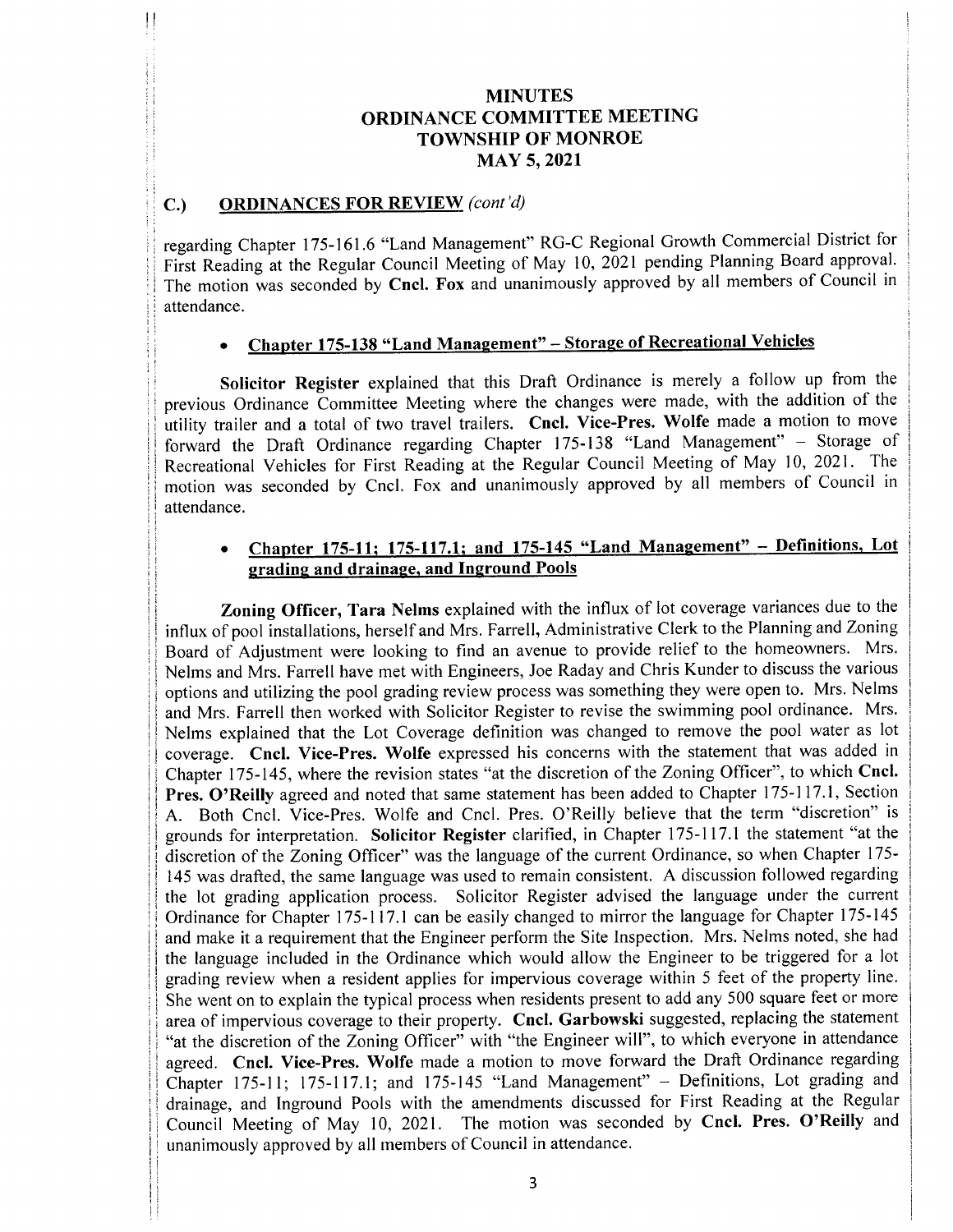# MINUTES
# ORDINANCE COMMITTEE MEETING
# TOWNSHIP OF MONROE
# MAY 5, 2021

## C.) ORDINANCES FOR REVIEW *(cont'd)*

regarding Chapter 175-161.6 "Land Management" RG-C Regional Growth Commercial District for First Reading at the Regular Council Meeting of May 10, 2021 pending Planning Board approval. The motion was seconded by **Cncl. Fox** and unanimously approved by all members of Council in attendance.

- **Chapter 175-138 "Land Management" – Storage of Recreational Vehicles**

**Solicitor Register** explained that this Draft Ordinance is merely a follow up from the previous Ordinance Committee Meeting where the changes were made, with the addition of the utility trailer and a total of two travel trailers. **Cncl. Vice-Pres. Wolfe** made a motion to move forward the Draft Ordinance regarding Chapter 175-138 "Land Management" – Storage of Recreational Vehicles for First Reading at the Regular Council Meeting of May 10, 2021. The motion was seconded by Cncl. Fox and unanimously approved by all members of Council in attendance.

- **Chapter 175-11; 175-117.1; and 175-145 "Land Management" – Definitions, Lot grading and drainage, and Inground Pools**

**Zoning Officer, Tara Nelms** explained with the influx of lot coverage variances due to the influx of pool installations, herself and Mrs. Farrell, Administrative Clerk to the Planning and Zoning Board of Adjustment were looking to find an avenue to provide relief to the homeowners. Mrs. Nelms and Mrs. Farrell have met with Engineers, Joe Raday and Chris Kunder to discuss the various options and utilizing the pool grading review process was something they were open to. Mrs. Nelms and Mrs. Farrell then worked with Solicitor Register to revise the swimming pool ordinance. Mrs. Nelms explained that the Lot Coverage definition was changed to remove the pool water as lot coverage. **Cncl. Vice-Pres. Wolfe** expressed his concerns with the statement that was added in Chapter 175-145, where the revision states "at the discretion of the Zoning Officer", to which **Cncl. Pres. O'Reilly** agreed and noted that same statement has been added to Chapter 175-117.1, Section A. Both Cncl. Vice-Pres. Wolfe and Cncl. Pres. O'Reilly believe that the term "discretion" is grounds for interpretation. **Solicitor Register** clarified, in Chapter 175-117.1 the statement "at the discretion of the Zoning Officer" was the language of the current Ordinance, so when Chapter 175-145 was drafted, the same language was used to remain consistent. A discussion followed regarding the lot grading application process. Solicitor Register advised the language under the current Ordinance for Chapter 175-117.1 can be easily changed to mirror the language for Chapter 175-145 and make it a requirement that the Engineer perform the Site Inspection. Mrs. Nelms noted, she had the language included in the Ordinance which would allow the Engineer to be triggered for a lot grading review when a resident applies for impervious coverage within 5 feet of the property line. She went on to explain the typical process when residents present to add any 500 square feet or more area of impervious coverage to their property. **Cncl. Garbowski** suggested, replacing the statement "at the discretion of the Zoning Officer" with "the Engineer will", to which everyone in attendance agreed. **Cncl. Vice-Pres. Wolfe** made a motion to move forward the Draft Ordinance regarding Chapter 175-11; 175-117.1; and 175-145 "Land Management" – Definitions, Lot grading and drainage, and Inground Pools with the amendments discussed for First Reading at the Regular Council Meeting of May 10, 2021. The motion was seconded by **Cncl. Pres. O'Reilly** and unanimously approved by all members of Council in attendance.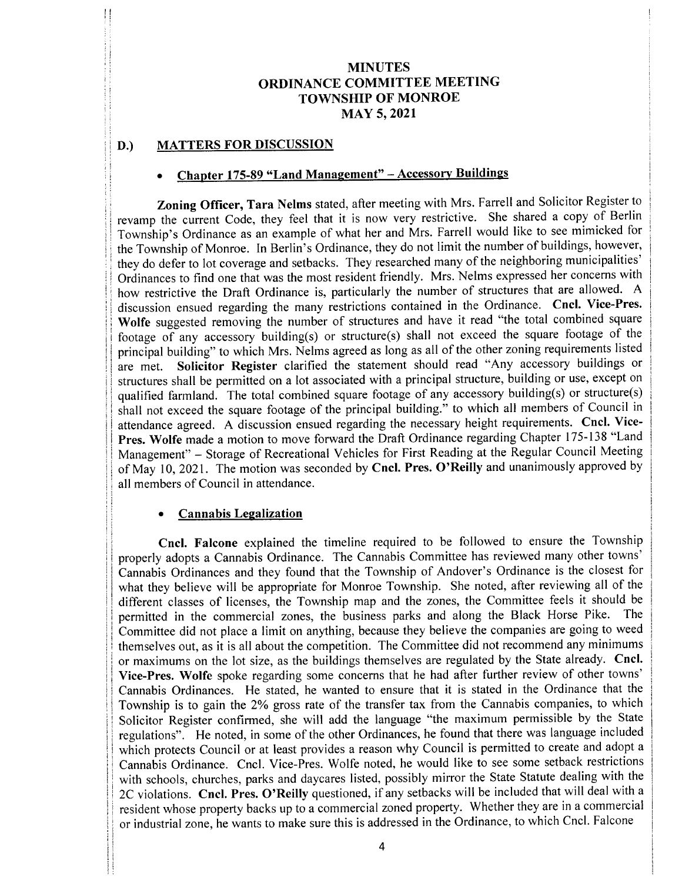# MINUTES
# ORDINANCE COMMITTEE MEETING
# TOWNSHIP OF MONROE
# MAY 5, 2021

## D.) MATTERS FOR DISCUSSION

- **Chapter 175-89 "Land Management" – Accessory Buildings**

**Zoning Officer, Tara Nelms** stated, after meeting with Mrs. Farrell and Solicitor Register to revamp the current Code, they feel that it is now very restrictive. She shared a copy of Berlin Township's Ordinance as an example of what her and Mrs. Farrell would like to see mimicked for the Township of Monroe. In Berlin's Ordinance, they do not limit the number of buildings, however, they do defer to lot coverage and setbacks. They researched many of the neighboring municipalities' Ordinances to find one that was the most resident friendly. Mrs. Nelms expressed her concerns with how restrictive the Draft Ordinance is, particularly the number of structures that are allowed. A discussion ensued regarding the many restrictions contained in the Ordinance. **Cncl. Vice-Pres. Wolfe** suggested removing the number of structures and have it read "the total combined square footage of any accessory building(s) or structure(s) shall not exceed the square footage of the principal building" to which Mrs. Nelms agreed as long as all of the other zoning requirements listed are met. **Solicitor Register** clarified the statement should read "Any accessory buildings or structures shall be permitted on a lot associated with a principal structure, building or use, except on qualified farmland. The total combined square footage of any accessory building(s) or structure(s) shall not exceed the square footage of the principal building." to which all members of Council in attendance agreed. A discussion ensued regarding the necessary height requirements. **Cncl. Vice-Pres. Wolfe** made a motion to move forward the Draft Ordinance regarding Chapter 175-138 "Land Management" – Storage of Recreational Vehicles for First Reading at the Regular Council Meeting of May 10, 2021. The motion was seconded by **Cncl. Pres. O'Reilly** and unanimously approved by all members of Council in attendance.

- **Cannabis Legalization**

**Cncl. Falcone** explained the timeline required to be followed to ensure the Township properly adopts a Cannabis Ordinance. The Cannabis Committee has reviewed many other towns' Cannabis Ordinances and they found that the Township of Andover's Ordinance is the closest for what they believe will be appropriate for Monroe Township. She noted, after reviewing all of the different classes of licenses, the Township map and the zones, the Committee feels it should be permitted in the commercial zones, the business parks and along the Black Horse Pike. The Committee did not place a limit on anything, because they believe the companies are going to weed themselves out, as it is all about the competition. The Committee did not recommend any minimums or maximums on the lot size, as the buildings themselves are regulated by the State already. **Cncl. Vice-Pres. Wolfe** spoke regarding some concerns that he had after further review of other towns' Cannabis Ordinances. He stated, he wanted to ensure that it is stated in the Ordinance that the Township is to gain the 2% gross rate of the transfer tax from the Cannabis companies, to which Solicitor Register confirmed, she will add the language "the maximum permissible by the State regulations". He noted, in some of the other Ordinances, he found that there was language included which protects Council or at least provides a reason why Council is permitted to create and adopt a Cannabis Ordinance. Cncl. Vice-Pres. Wolfe noted, he would like to see some setback restrictions with schools, churches, parks and daycares listed, possibly mirror the State Statute dealing with the 2C violations. **Cncl. Pres. O'Reilly** questioned, if any setbacks will be included that will deal with a resident whose property backs up to a commercial zoned property. Whether they are in a commercial or industrial zone, he wants to make sure this is addressed in the Ordinance, to which Cncl. Falcone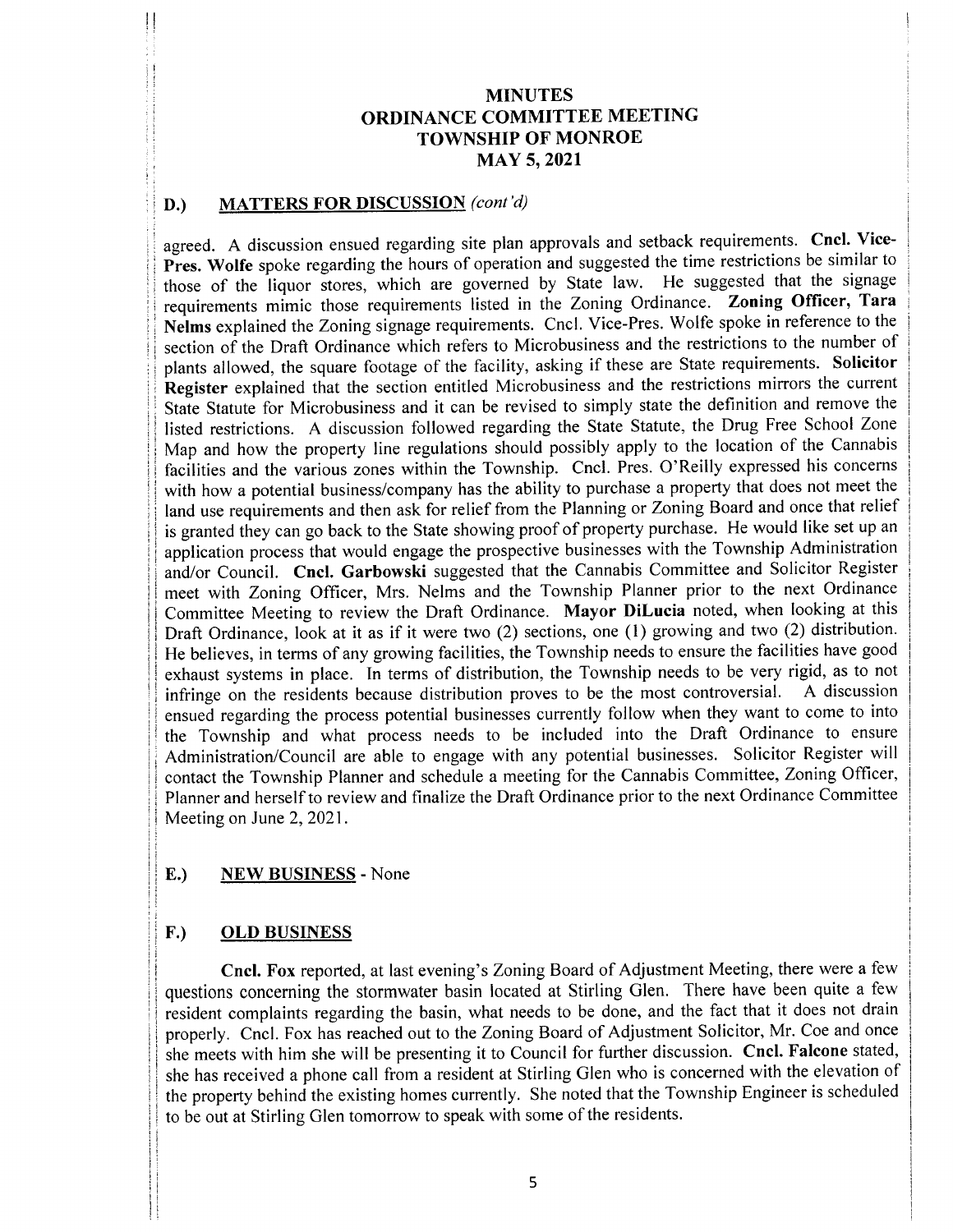**MINUTES**
**ORDINANCE COMMITTEE MEETING**
**TOWNSHIP OF MONROE**
**MAY 5, 2021**

## D.) MATTERS FOR DISCUSSION *(cont'd)*

agreed. A discussion ensued regarding site plan approvals and setback requirements. **Cncl. Vice-Pres. Wolfe** spoke regarding the hours of operation and suggested the time restrictions be similar to those of the liquor stores, which are governed by State law. He suggested that the signage requirements mimic those requirements listed in the Zoning Ordinance. **Zoning Officer, Tara Nelms** explained the Zoning signage requirements. Cncl. Vice-Pres. Wolfe spoke in reference to the section of the Draft Ordinance which refers to Microbusiness and the restrictions to the number of plants allowed, the square footage of the facility, asking if these are State requirements. **Solicitor Register** explained that the section entitled Microbusiness and the restrictions mirrors the current State Statute for Microbusiness and it can be revised to simply state the definition and remove the listed restrictions. A discussion followed regarding the State Statute, the Drug Free School Zone Map and how the property line regulations should possibly apply to the location of the Cannabis facilities and the various zones within the Township. Cncl. Pres. O'Reilly expressed his concerns with how a potential business/company has the ability to purchase a property that does not meet the land use requirements and then ask for relief from the Planning or Zoning Board and once that relief is granted they can go back to the State showing proof of property purchase. He would like set up an application process that would engage the prospective businesses with the Township Administration and/or Council. **Cncl. Garbowski** suggested that the Cannabis Committee and Solicitor Register meet with Zoning Officer, Mrs. Nelms and the Township Planner prior to the next Ordinance Committee Meeting to review the Draft Ordinance. **Mayor DiLucia** noted, when looking at this Draft Ordinance, look at it as if it were two (2) sections, one (1) growing and two (2) distribution. He believes, in terms of any growing facilities, the Township needs to ensure the facilities have good exhaust systems in place. In terms of distribution, the Township needs to be very rigid, as to not infringe on the residents because distribution proves to be the most controversial. A discussion ensued regarding the process potential businesses currently follow when they want to come to into the Township and what process needs to be included into the Draft Ordinance to ensure Administration/Council are able to engage with any potential businesses. Solicitor Register will contact the Township Planner and schedule a meeting for the Cannabis Committee, Zoning Officer, Planner and herself to review and finalize the Draft Ordinance prior to the next Ordinance Committee Meeting on June 2, 2021.

## E.) NEW BUSINESS - None

## F.) OLD BUSINESS

**Cncl. Fox** reported, at last evening's Zoning Board of Adjustment Meeting, there were a few questions concerning the stormwater basin located at Stirling Glen. There have been quite a few resident complaints regarding the basin, what needs to be done, and the fact that it does not drain properly. Cncl. Fox has reached out to the Zoning Board of Adjustment Solicitor, Mr. Coe and once she meets with him she will be presenting it to Council for further discussion. **Cncl. Falcone** stated, she has received a phone call from a resident at Stirling Glen who is concerned with the elevation of the property behind the existing homes currently. She noted that the Township Engineer is scheduled to be out at Stirling Glen tomorrow to speak with some of the residents.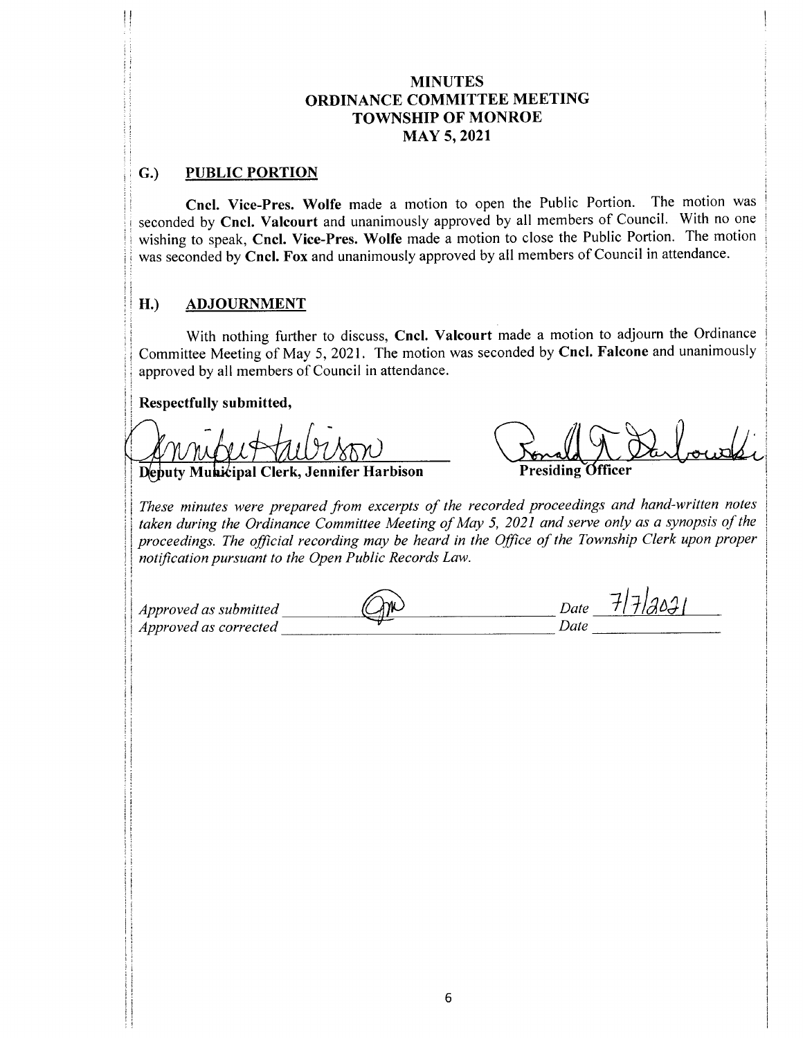# MINUTES
# ORDINANCE COMMITTEE MEETING
# TOWNSHIP OF MONROE
# MAY 5, 2021

## G.) PUBLIC PORTION

**Cncl. Vice-Pres. Wolfe** made a motion to open the Public Portion. The motion was seconded by **Cncl. Valcourt** and unanimously approved by all members of Council. With no one wishing to speak, **Cncl. Vice-Pres. Wolfe** made a motion to close the Public Portion. The motion was seconded by **Cncl. Fox** and unanimously approved by all members of Council in attendance.

## H.) ADJOURNMENT

With nothing further to discuss, **Cncl. Valcourt** made a motion to adjourn the Ordinance Committee Meeting of May 5, 2021. The motion was seconded by **Cncl. Falcone** and unanimously approved by all members of Council in attendance.

**Respectfully submitted,**

**Deputy Municipal Clerk, Jennifer Harbison**

**Presiding Officer**

*These minutes were prepared from excerpts of the recorded proceedings and hand-written notes taken during the Ordinance Committee Meeting of May 5, 2021 and serve only as a synopsis of the proceedings. The official recording may be heard in the Office of the Township Clerk upon proper notification pursuant to the Open Public Records Law.*

*Approved as submitted* ______ *Date* 7/7/2021

*Approved as corrected* ______ *Date* ______